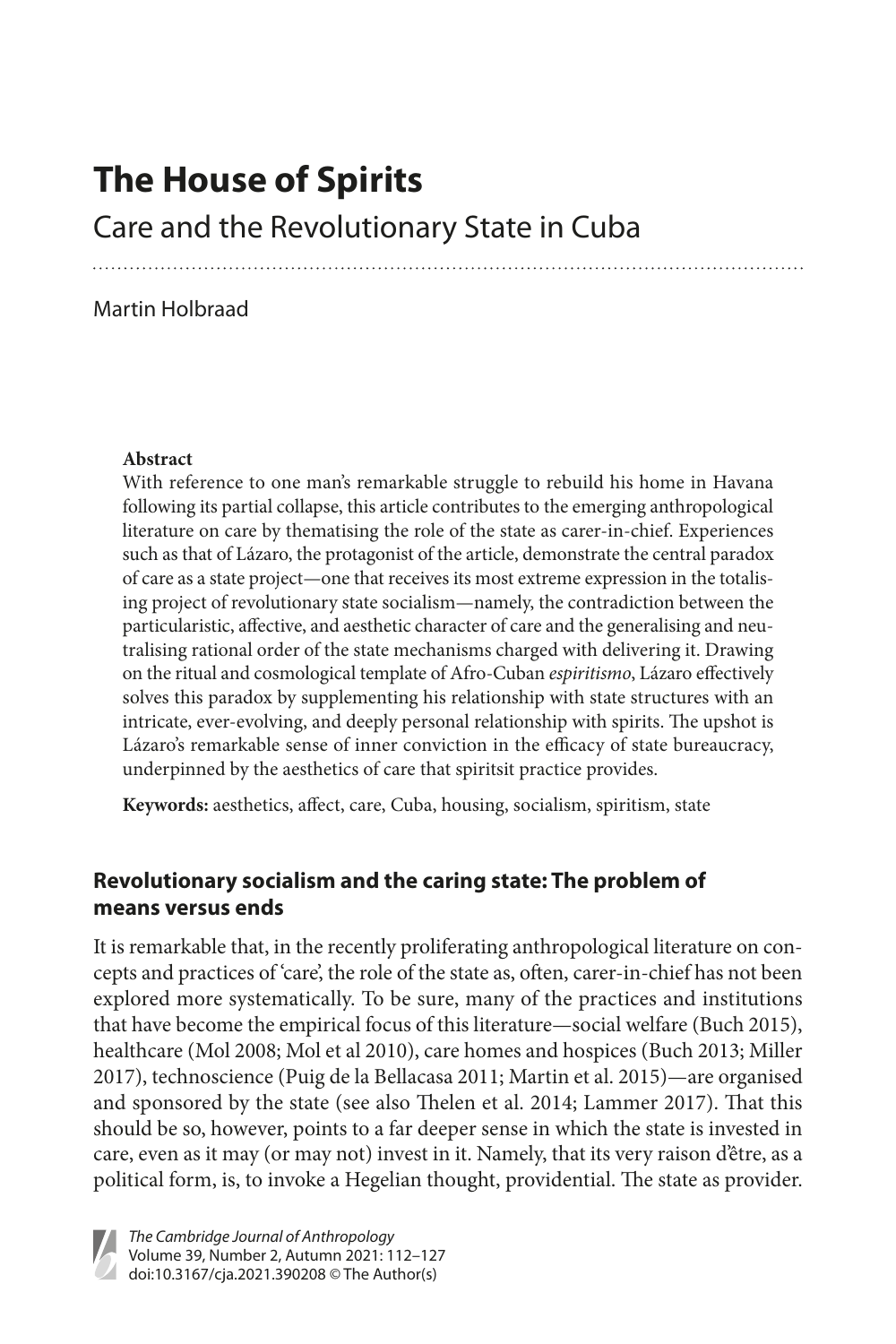# The House of Spirits

## Care and the Revolutionary State in Cuba

Martin Holbraad

**Abstract**

With reference to one man's remarkable struggle to rebuild his home in Havana following its partial collapse, this article contributes to the emerging anthropological literature on care by thematising the role of the state as carer-in-chief. Experiences such as that of Lázaro, the protagonist of the article, demonstrate the central paradox of care as a state project—one that receives its most extreme expression in the totalising project of revolutionary state socialism—namely, the contradiction between the particularistic, affective, and aesthetic character of care and the generalising and neutralising rational order of the state mechanisms charged with delivering it. Drawing on the ritual and cosmological template of Afro-Cuban *espiritismo*, Lázaro effectively solves this paradox by supplementing his relationship with state structures with an intricate, ever-evolving, and deeply personal relationship with spirits. The upshot is Lázaro's remarkable sense of inner conviction in the efficacy of state bureaucracy, underpinned by the aesthetics of care that spiritsit practice provides.

**Keywords:** aesthetics, affect, care, Cuba, housing, socialism, spiritism, state

### Revolutionary socialism and the caring state: The problem of means versus ends

It is remarkable that, in the recently proliferating anthropological literature on concepts and practices of 'care', the role of the state as, often, carer-in-chief has not been explored more systematically. To be sure, many of the practices and institutions that have become the empirical focus of this literature—social welfare (Buch 2015), healthcare (Mol 2008; Mol et al 2010), care homes and hospices (Buch 2013; Miller 2017), technoscience (Puig de la Bellacasa 2011; Martin et al. 2015)—are organised and sponsored by the state (see also Thelen et al. 2014; Lammer 2017). That this should be so, however, points to a far deeper sense in which the state is invested in care, even as it may (or may not) invest in it. Namely, that its very raison d'être, as a political form, is, to invoke a Hegelian thought, providential. The state as provider.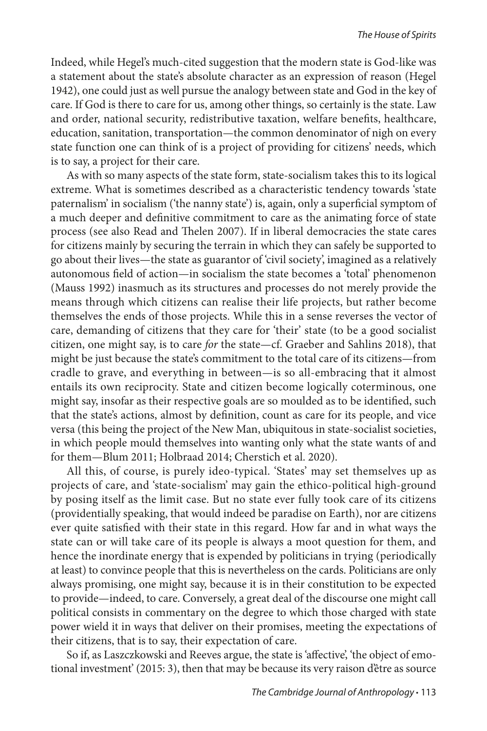Indeed, while Hegel's much-cited suggestion that the modern state is God-like was a statement about the state's absolute character as an expression of reason (Hegel 1942), one could just as well pursue the analogy between state and God in the key of care. If God is there to care for us, among other things, so certainly is the state. Law and order, national security, redistributive taxation, welfare benefits, healthcare, education, sanitation, transportation—the common denominator of nigh on every state function one can think of is a project of providing for citizens' needs, which is to say, a project for their care.

As with so many aspects of the state form, state-socialism takes this to its logical extreme. What is sometimes described as a characteristic tendency towards 'state paternalism' in socialism ('the nanny state') is, again, only a superficial symptom of a much deeper and definitive commitment to care as the animating force of state process (see also Read and Thelen 2007). If in liberal democracies the state cares for citizens mainly by securing the terrain in which they can safely be supported to go about their lives—the state as guarantor of 'civil society', imagined as a relatively autonomous field of action—in socialism the state becomes a 'total' phenomenon (Mauss 1992) inasmuch as its structures and processes do not merely provide the means through which citizens can realise their life projects, but rather become themselves the ends of those projects. While this in a sense reverses the vector of care, demanding of citizens that they care for 'their' state (to be a good socialist citizen, one might say, is to care *for* the state—cf. Graeber and Sahlins 2018), that might be just because the state's commitment to the total care of its citizens—from cradle to grave, and everything in between—is so all-embracing that it almost entails its own reciprocity. State and citizen become logically coterminous, one might say, insofar as their respective goals are so moulded as to be identified, such that the state's actions, almost by definition, count as care for its people, and vice versa (this being the project of the New Man, ubiquitous in state-socialist societies, in which people mould themselves into wanting only what the state wants of and for them—Blum 2011; Holbraad 2014; Cherstich et al. 2020).

All this, of course, is purely ideo-typical. 'States' may set themselves up as projects of care, and 'state-socialism' may gain the ethico-political high-ground by posing itself as the limit case. But no state ever fully took care of its citizens (providentially speaking, that would indeed be paradise on Earth), nor are citizens ever quite satisfied with their state in this regard. How far and in what ways the state can or will take care of its people is always a moot question for them, and hence the inordinate energy that is expended by politicians in trying (periodically at least) to convince people that this is nevertheless on the cards. Politicians are only always promising, one might say, because it is in their constitution to be expected to provide—indeed, to care. Conversely, a great deal of the discourse one might call political consists in commentary on the degree to which those charged with state power wield it in ways that deliver on their promises, meeting the expectations of their citizens, that is to say, their expectation of care.

So if, as Laszczkowski and Reeves argue, the state is 'affective', 'the object of emotional investment' (2015: 3), then that may be because its very raison d'être as source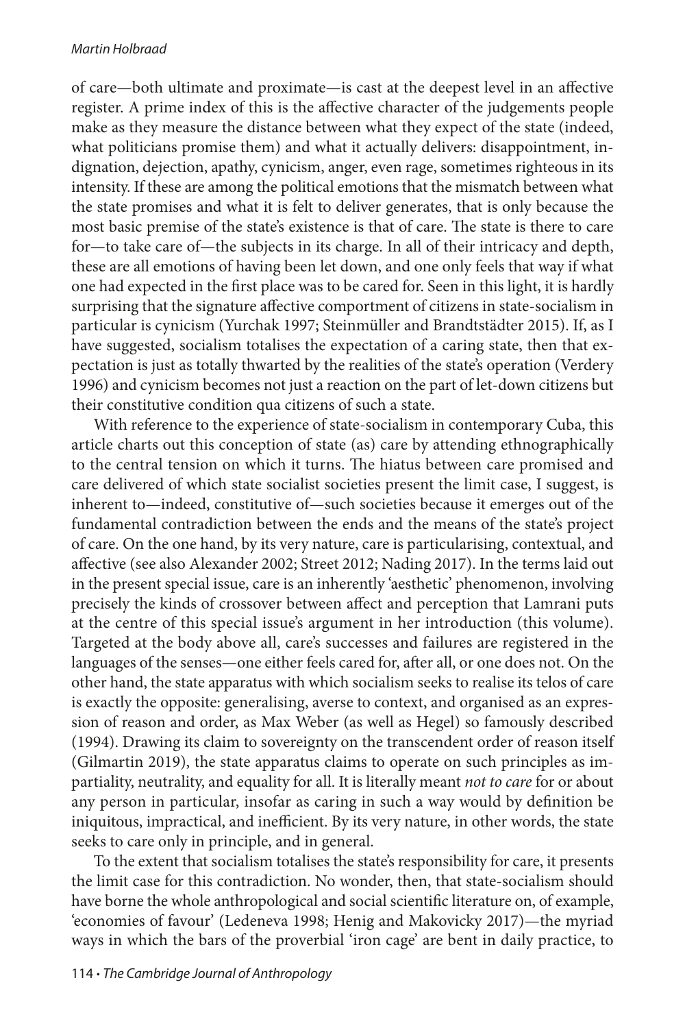of care—both ultimate and proximate—is cast at the deepest level in an affective register. A prime index of this is the affective character of the judgements people make as they measure the distance between what they expect of the state (indeed, what politicians promise them) and what it actually delivers: disappointment, indignation, dejection, apathy, cynicism, anger, even rage, sometimes righteous in its intensity. If these are among the political emotions that the mismatch between what the state promises and what it is felt to deliver generates, that is only because the most basic premise of the state's existence is that of care. The state is there to care for—to take care of—the subjects in its charge. In all of their intricacy and depth, these are all emotions of having been let down, and one only feels that way if what one had expected in the first place was to be cared for. Seen in this light, it is hardly surprising that the signature affective comportment of citizens in state-socialism in particular is cynicism (Yurchak 1997; Steinmüller and Brandtstädter 2015). If, as I have suggested, socialism totalises the expectation of a caring state, then that expectation is just as totally thwarted by the realities of the state's operation (Verdery 1996) and cynicism becomes not just a reaction on the part of let-down citizens but their constitutive condition qua citizens of such a state.

With reference to the experience of state-socialism in contemporary Cuba, this article charts out this conception of state (as) care by attending ethnographically to the central tension on which it turns. The hiatus between care promised and care delivered of which state socialist societies present the limit case, I suggest, is inherent to—indeed, constitutive of—such societies because it emerges out of the fundamental contradiction between the ends and the means of the state's project of care. On the one hand, by its very nature, care is particularising, contextual, and affective (see also Alexander 2002; Street 2012; Nading 2017). In the terms laid out in the present special issue, care is an inherently 'aesthetic' phenomenon, involving precisely the kinds of crossover between affect and perception that Lamrani puts at the centre of this special issue's argument in her introduction (this volume). Targeted at the body above all, care's successes and failures are registered in the languages of the senses—one either feels cared for, after all, or one does not. On the other hand, the state apparatus with which socialism seeks to realise its telos of care is exactly the opposite: generalising, averse to context, and organised as an expression of reason and order, as Max Weber (as well as Hegel) so famously described (1994). Drawing its claim to sovereignty on the transcendent order of reason itself (Gilmartin 2019), the state apparatus claims to operate on such principles as impartiality, neutrality, and equality for all. It is literally meant *not to care* for or about any person in particular, insofar as caring in such a way would by definition be iniquitous, impractical, and inefficient. By its very nature, in other words, the state seeks to care only in principle, and in general.

To the extent that socialism totalises the state's responsibility for care, it presents the limit case for this contradiction. No wonder, then, that state-socialism should have borne the whole anthropological and social scientific literature on, of example, 'economies of favour' (Ledeneva 1998; Henig and Makovicky 2017)—the myriad ways in which the bars of the proverbial 'iron cage' are bent in daily practice, to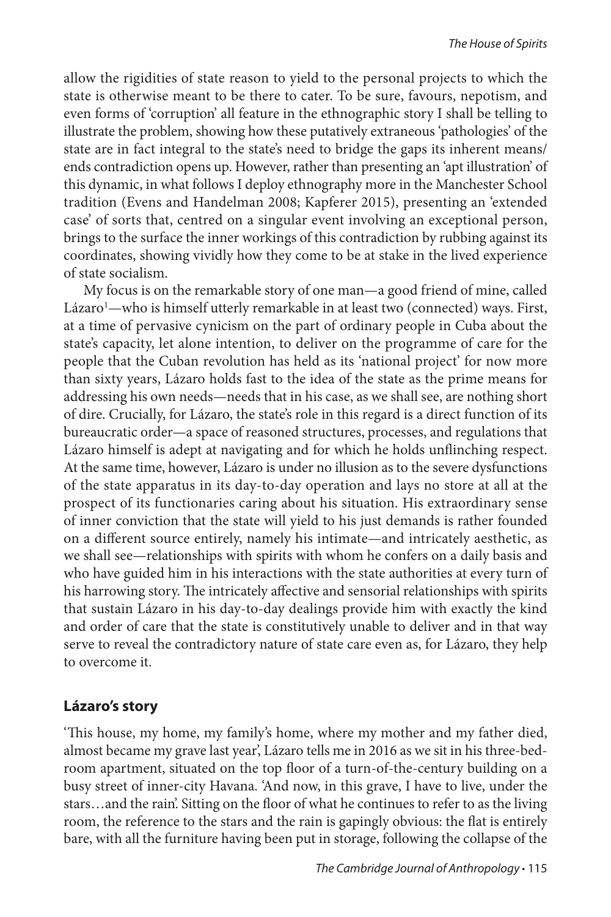allow the rigidities of state reason to yield to the personal projects to which the state is otherwise meant to be there to cater. To be sure, favours, nepotism, and even forms of 'corruption' all feature in the ethnographic story I shall be telling to illustrate the problem, showing how these putatively extraneous 'pathologies' of the state are in fact integral to the state's need to bridge the gaps its inherent means/ends contradiction opens up. However, rather than presenting an 'apt illustration' of this dynamic, in what follows I deploy ethnography more in the Manchester School tradition (Evens and Handelman 2008; Kapferer 2015), presenting an 'extended case' of sorts that, centred on a singular event involving an exceptional person, brings to the surface the inner workings of this contradiction by rubbing against its coordinates, showing vividly how they come to be at stake in the lived experience of state socialism.

My focus is on the remarkable story of one man—a good friend of mine, called Lázaro[1]—who is himself utterly remarkable in at least two (connected) ways. First, at a time of pervasive cynicism on the part of ordinary people in Cuba about the state's capacity, let alone intention, to deliver on the programme of care for the people that the Cuban revolution has held as its 'national project' for now more than sixty years, Lázaro holds fast to the idea of the state as the prime means for addressing his own needs—needs that in his case, as we shall see, are nothing short of dire. Crucially, for Lázaro, the state's role in this regard is a direct function of its bureaucratic order—a space of reasoned structures, processes, and regulations that Lázaro himself is adept at navigating and for which he holds unflinching respect. At the same time, however, Lázaro is under no illusion as to the severe dysfunctions of the state apparatus in its day-to-day operation and lays no store at all at the prospect of its functionaries caring about his situation. His extraordinary sense of inner conviction that the state will yield to his just demands is rather founded on a different source entirely, namely his intimate—and intricately aesthetic, as we shall see—relationships with spirits with whom he confers on a daily basis and who have guided him in his interactions with the state authorities at every turn of his harrowing story. The intricately affective and sensorial relationships with spirits that sustain Lázaro in his day-to-day dealings provide him with exactly the kind and order of care that the state is constitutively unable to deliver and in that way serve to reveal the contradictory nature of state care even as, for Lázaro, they help to overcome it.

## Lázaro's story

'This house, my home, my family's home, where my mother and my father died, almost became my grave last year', Lázaro tells me in 2016 as we sit in his three-bedroom apartment, situated on the top floor of a turn-of-the-century building on a busy street of inner-city Havana. 'And now, in this grave, I have to live, under the stars…and the rain'. Sitting on the floor of what he continues to refer to as the living room, the reference to the stars and the rain is gapingly obvious: the flat is entirely bare, with all the furniture having been put in storage, following the collapse of the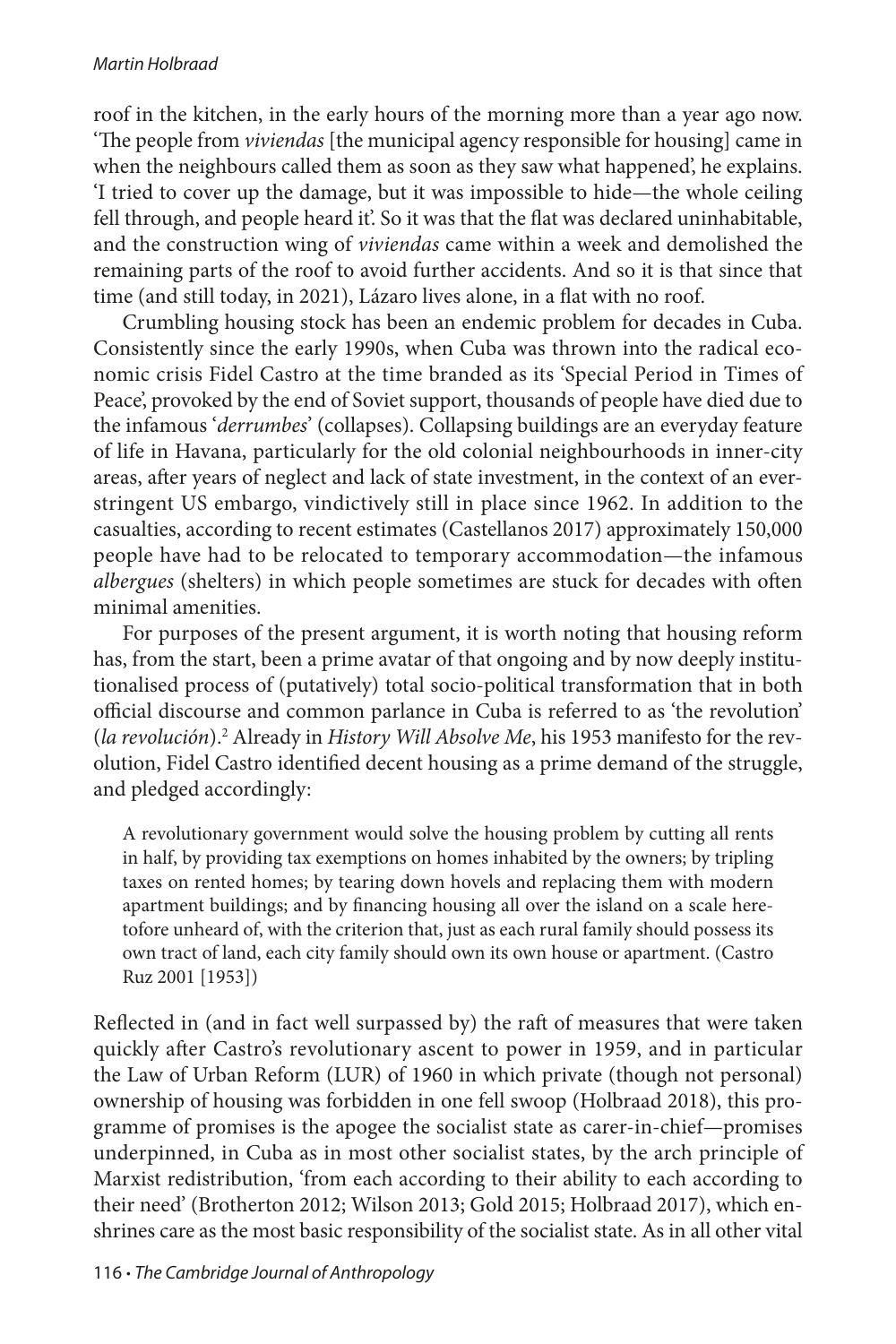roof in the kitchen, in the early hours of the morning more than a year ago now. 'The people from *viviendas* [the municipal agency responsible for housing] came in when the neighbours called them as soon as they saw what happened', he explains. 'I tried to cover up the damage, but it was impossible to hide—the whole ceiling fell through, and people heard it'. So it was that the flat was declared uninhabitable, and the construction wing of *viviendas* came within a week and demolished the remaining parts of the roof to avoid further accidents. And so it is that since that time (and still today, in 2021), Lázaro lives alone, in a flat with no roof.

Crumbling housing stock has been an endemic problem for decades in Cuba. Consistently since the early 1990s, when Cuba was thrown into the radical economic crisis Fidel Castro at the time branded as its 'Special Period in Times of Peace', provoked by the end of Soviet support, thousands of people have died due to the infamous '*derrumbes*' (collapses). Collapsing buildings are an everyday feature of life in Havana, particularly for the old colonial neighbourhoods in inner-city areas, after years of neglect and lack of state investment, in the context of an ever-stringent US embargo, vindictively still in place since 1962. In addition to the casualties, according to recent estimates (Castellanos 2017) approximately 150,000 people have had to be relocated to temporary accommodation—the infamous *albergues* (shelters) in which people sometimes are stuck for decades with often minimal amenities.

For purposes of the present argument, it is worth noting that housing reform has, from the start, been a prime avatar of that ongoing and by now deeply institutionalised process of (putatively) total socio-political transformation that in both official discourse and common parlance in Cuba is referred to as 'the revolution' (*la revolución*).[2] Already in *History Will Absolve Me*, his 1953 manifesto for the revolution, Fidel Castro identified decent housing as a prime demand of the struggle, and pledged accordingly:

> A revolutionary government would solve the housing problem by cutting all rents in half, by providing tax exemptions on homes inhabited by the owners; by tripling taxes on rented homes; by tearing down hovels and replacing them with modern apartment buildings; and by financing housing all over the island on a scale heretofore unheard of, with the criterion that, just as each rural family should possess its own tract of land, each city family should own its own house or apartment. (Castro Ruz 2001 [1953])

Reflected in (and in fact well surpassed by) the raft of measures that were taken quickly after Castro's revolutionary ascent to power in 1959, and in particular the Law of Urban Reform (LUR) of 1960 in which private (though not personal) ownership of housing was forbidden in one fell swoop (Holbraad 2018), this programme of promises is the apogee the socialist state as carer-in-chief—promises underpinned, in Cuba as in most other socialist states, by the arch principle of Marxist redistribution, 'from each according to their ability to each according to their need' (Brotherton 2012; Wilson 2013; Gold 2015; Holbraad 2017), which enshrines care as the most basic responsibility of the socialist state. As in all other vital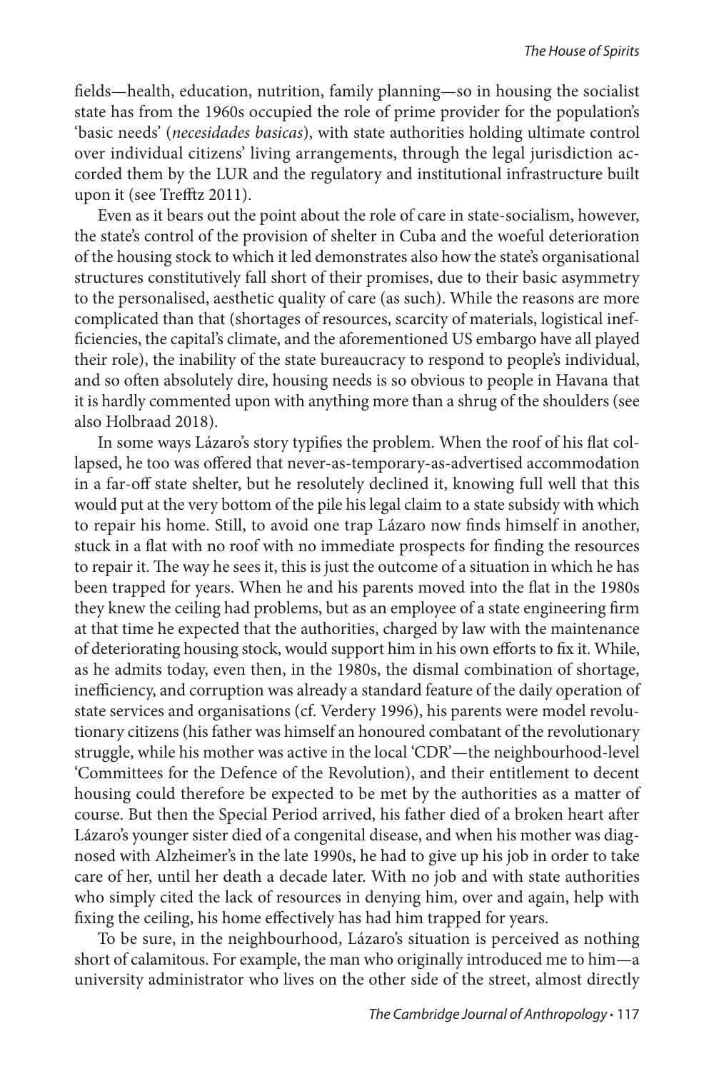fields—health, education, nutrition, family planning—so in housing the socialist state has from the 1960s occupied the role of prime provider for the population's 'basic needs' (*necesidades basicas*), with state authorities holding ultimate control over individual citizens' living arrangements, through the legal jurisdiction accorded them by the LUR and the regulatory and institutional infrastructure built upon it (see Trefftz 2011).

Even as it bears out the point about the role of care in state-socialism, however, the state's control of the provision of shelter in Cuba and the woeful deterioration of the housing stock to which it led demonstrates also how the state's organisational structures constitutively fall short of their promises, due to their basic asymmetry to the personalised, aesthetic quality of care (as such). While the reasons are more complicated than that (shortages of resources, scarcity of materials, logistical inefficiencies, the capital's climate, and the aforementioned US embargo have all played their role), the inability of the state bureaucracy to respond to people's individual, and so often absolutely dire, housing needs is so obvious to people in Havana that it is hardly commented upon with anything more than a shrug of the shoulders (see also Holbraad 2018).

In some ways Lázaro's story typifies the problem. When the roof of his flat collapsed, he too was offered that never-as-temporary-as-advertised accommodation in a far-off state shelter, but he resolutely declined it, knowing full well that this would put at the very bottom of the pile his legal claim to a state subsidy with which to repair his home. Still, to avoid one trap Lázaro now finds himself in another, stuck in a flat with no roof with no immediate prospects for finding the resources to repair it. The way he sees it, this is just the outcome of a situation in which he has been trapped for years. When he and his parents moved into the flat in the 1980s they knew the ceiling had problems, but as an employee of a state engineering firm at that time he expected that the authorities, charged by law with the maintenance of deteriorating housing stock, would support him in his own efforts to fix it. While, as he admits today, even then, in the 1980s, the dismal combination of shortage, inefficiency, and corruption was already a standard feature of the daily operation of state services and organisations (cf. Verdery 1996), his parents were model revolutionary citizens (his father was himself an honoured combatant of the revolutionary struggle, while his mother was active in the local 'CDR'—the neighbourhood-level 'Committees for the Defence of the Revolution), and their entitlement to decent housing could therefore be expected to be met by the authorities as a matter of course. But then the Special Period arrived, his father died of a broken heart after Lázaro's younger sister died of a congenital disease, and when his mother was diagnosed with Alzheimer's in the late 1990s, he had to give up his job in order to take care of her, until her death a decade later. With no job and with state authorities who simply cited the lack of resources in denying him, over and again, help with fixing the ceiling, his home effectively has had him trapped for years.

To be sure, in the neighbourhood, Lázaro's situation is perceived as nothing short of calamitous. For example, the man who originally introduced me to him—a university administrator who lives on the other side of the street, almost directly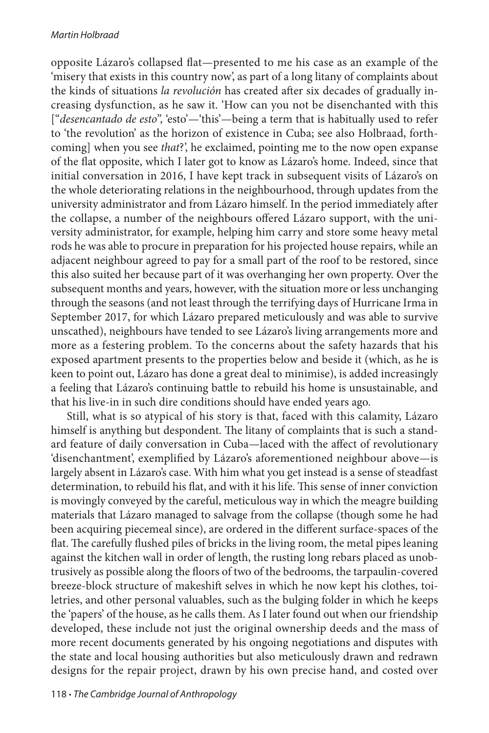opposite Lázaro's collapsed flat—presented to me his case as an example of the 'misery that exists in this country now', as part of a long litany of complaints about the kinds of situations *la revolución* has created after six decades of gradually increasing dysfunction, as he saw it. 'How can you not be disenchanted with this ["*desencantado de esto*", 'esto'—'this'—being a term that is habitually used to refer to 'the revolution' as the horizon of existence in Cuba; see also Holbraad, forthcoming] when you see *that*?', he exclaimed, pointing me to the now open expanse of the flat opposite, which I later got to know as Lázaro's home. Indeed, since that initial conversation in 2016, I have kept track in subsequent visits of Lázaro's on the whole deteriorating relations in the neighbourhood, through updates from the university administrator and from Lázaro himself. In the period immediately after the collapse, a number of the neighbours offered Lázaro support, with the university administrator, for example, helping him carry and store some heavy metal rods he was able to procure in preparation for his projected house repairs, while an adjacent neighbour agreed to pay for a small part of the roof to be restored, since this also suited her because part of it was overhanging her own property. Over the subsequent months and years, however, with the situation more or less unchanging through the seasons (and not least through the terrifying days of Hurricane Irma in September 2017, for which Lázaro prepared meticulously and was able to survive unscathed), neighbours have tended to see Lázaro's living arrangements more and more as a festering problem. To the concerns about the safety hazards that his exposed apartment presents to the properties below and beside it (which, as he is keen to point out, Lázaro has done a great deal to minimise), is added increasingly a feeling that Lázaro's continuing battle to rebuild his home is unsustainable, and that his live-in in such dire conditions should have ended years ago.

Still, what is so atypical of his story is that, faced with this calamity, Lázaro himself is anything but despondent. The litany of complaints that is such a standard feature of daily conversation in Cuba—laced with the affect of revolutionary 'disenchantment', exemplified by Lázaro's aforementioned neighbour above—is largely absent in Lázaro's case. With him what you get instead is a sense of steadfast determination, to rebuild his flat, and with it his life. This sense of inner conviction is movingly conveyed by the careful, meticulous way in which the meagre building materials that Lázaro managed to salvage from the collapse (though some he had been acquiring piecemeal since), are ordered in the different surface-spaces of the flat. The carefully flushed piles of bricks in the living room, the metal pipes leaning against the kitchen wall in order of length, the rusting long rebars placed as unobtrusively as possible along the floors of two of the bedrooms, the tarpaulin-covered breeze-block structure of makeshift selves in which he now kept his clothes, toiletries, and other personal valuables, such as the bulging folder in which he keeps the 'papers' of the house, as he calls them. As I later found out when our friendship developed, these include not just the original ownership deeds and the mass of more recent documents generated by his ongoing negotiations and disputes with the state and local housing authorities but also meticulously drawn and redrawn designs for the repair project, drawn by his own precise hand, and costed over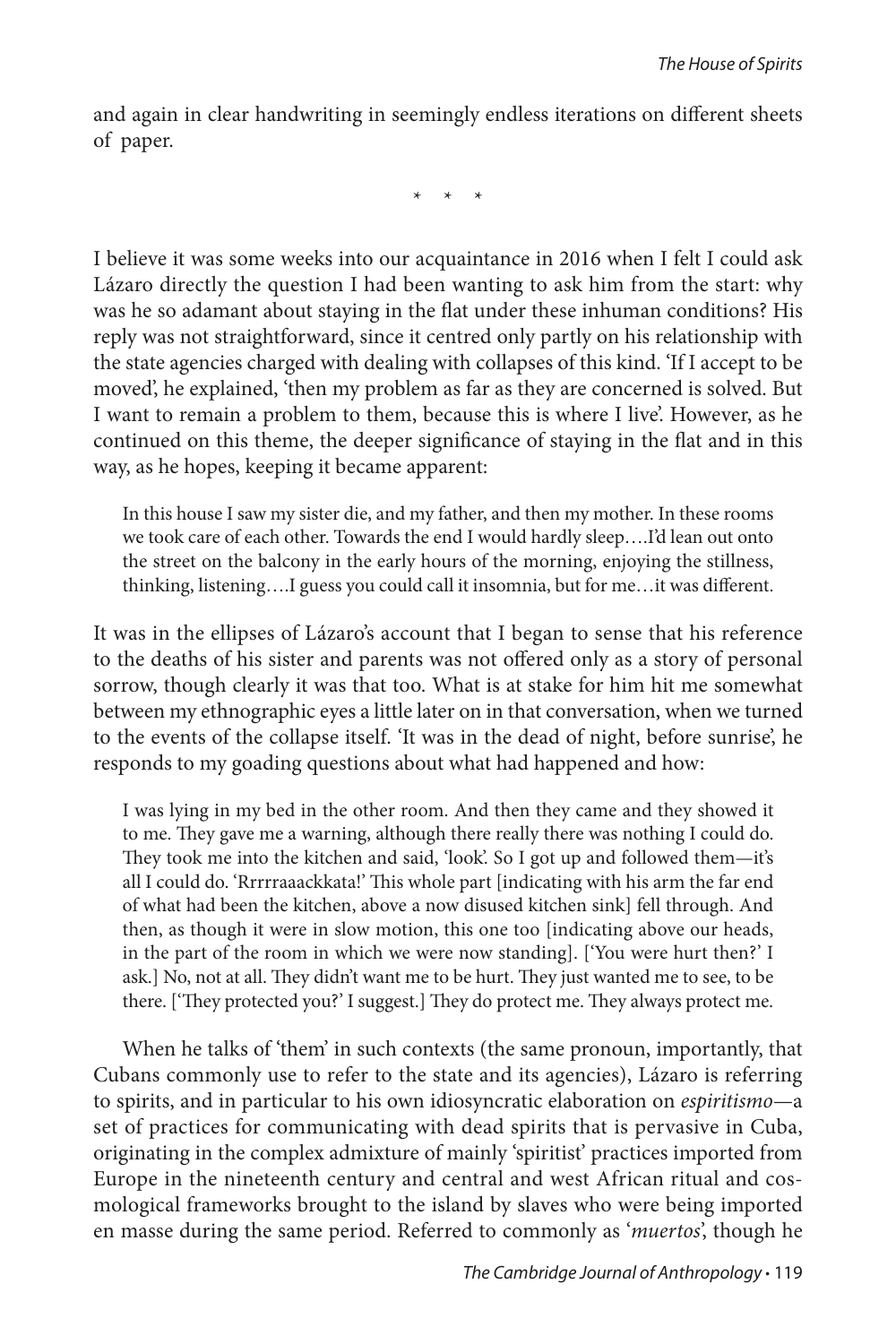and again in clear handwriting in seemingly endless iterations on different sheets of paper.

\* \* \*

I believe it was some weeks into our acquaintance in 2016 when I felt I could ask Lázaro directly the question I had been wanting to ask him from the start: why was he so adamant about staying in the flat under these inhuman conditions? His reply was not straightforward, since it centred only partly on his relationship with the state agencies charged with dealing with collapses of this kind. 'If I accept to be moved', he explained, 'then my problem as far as they are concerned is solved. But I want to remain a problem to them, because this is where I live'. However, as he continued on this theme, the deeper significance of staying in the flat and in this way, as he hopes, keeping it became apparent:

> In this house I saw my sister die, and my father, and then my mother. In these rooms we took care of each other. Towards the end I would hardly sleep….I'd lean out onto the street on the balcony in the early hours of the morning, enjoying the stillness, thinking, listening….I guess you could call it insomnia, but for me…it was different.

It was in the ellipses of Lázaro's account that I began to sense that his reference to the deaths of his sister and parents was not offered only as a story of personal sorrow, though clearly it was that too. What is at stake for him hit me somewhat between my ethnographic eyes a little later on in that conversation, when we turned to the events of the collapse itself. 'It was in the dead of night, before sunrise', he responds to my goading questions about what had happened and how:

> I was lying in my bed in the other room. And then they came and they showed it to me. They gave me a warning, although there really there was nothing I could do. They took me into the kitchen and said, 'look'. So I got up and followed them—it's all I could do. 'Rrrrraaackkata!' This whole part [indicating with his arm the far end of what had been the kitchen, above a now disused kitchen sink] fell through. And then, as though it were in slow motion, this one too [indicating above our heads, in the part of the room in which we were now standing]. ['You were hurt then?' I ask.] No, not at all. They didn't want me to be hurt. They just wanted me to see, to be there. ['They protected you?' I suggest.] They do protect me. They always protect me.

When he talks of 'them' in such contexts (the same pronoun, importantly, that Cubans commonly use to refer to the state and its agencies), Lázaro is referring to spirits, and in particular to his own idiosyncratic elaboration on *espiritismo*—a set of practices for communicating with dead spirits that is pervasive in Cuba, originating in the complex admixture of mainly 'spiritist' practices imported from Europe in the nineteenth century and central and west African ritual and cosmological frameworks brought to the island by slaves who were being imported en masse during the same period. Referred to commonly as '*muertos*', though he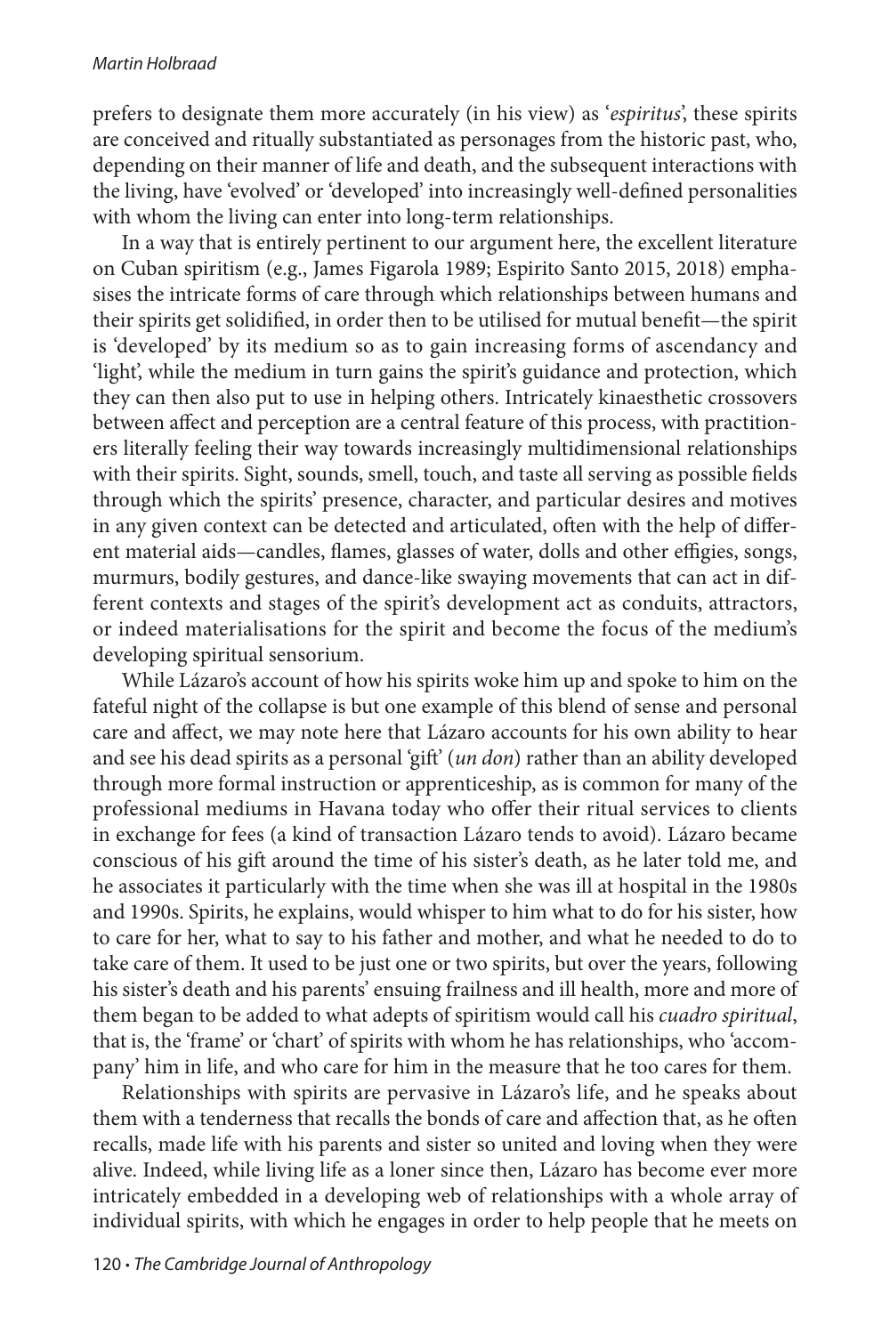prefers to designate them more accurately (in his view) as '*espiritus*', these spirits are conceived and ritually substantiated as personages from the historic past, who, depending on their manner of life and death, and the subsequent interactions with the living, have 'evolved' or 'developed' into increasingly well-defined personalities with whom the living can enter into long-term relationships.

In a way that is entirely pertinent to our argument here, the excellent literature on Cuban spiritism (e.g., James Figarola 1989; Espirito Santo 2015, 2018) emphasises the intricate forms of care through which relationships between humans and their spirits get solidified, in order then to be utilised for mutual benefit—the spirit is 'developed' by its medium so as to gain increasing forms of ascendancy and 'light', while the medium in turn gains the spirit's guidance and protection, which they can then also put to use in helping others. Intricately kinaesthetic crossovers between affect and perception are a central feature of this process, with practitioners literally feeling their way towards increasingly multidimensional relationships with their spirits. Sight, sounds, smell, touch, and taste all serving as possible fields through which the spirits' presence, character, and particular desires and motives in any given context can be detected and articulated, often with the help of different material aids—candles, flames, glasses of water, dolls and other effigies, songs, murmurs, bodily gestures, and dance-like swaying movements that can act in different contexts and stages of the spirit's development act as conduits, attractors, or indeed materialisations for the spirit and become the focus of the medium's developing spiritual sensorium.

While Lázaro's account of how his spirits woke him up and spoke to him on the fateful night of the collapse is but one example of this blend of sense and personal care and affect, we may note here that Lázaro accounts for his own ability to hear and see his dead spirits as a personal 'gift' (*un don*) rather than an ability developed through more formal instruction or apprenticeship, as is common for many of the professional mediums in Havana today who offer their ritual services to clients in exchange for fees (a kind of transaction Lázaro tends to avoid). Lázaro became conscious of his gift around the time of his sister's death, as he later told me, and he associates it particularly with the time when she was ill at hospital in the 1980s and 1990s. Spirits, he explains, would whisper to him what to do for his sister, how to care for her, what to say to his father and mother, and what he needed to do to take care of them. It used to be just one or two spirits, but over the years, following his sister's death and his parents' ensuing frailness and ill health, more and more of them began to be added to what adepts of spiritism would call his *cuadro spiritual*, that is, the 'frame' or 'chart' of spirits with whom he has relationships, who 'accompany' him in life, and who care for him in the measure that he too cares for them.

Relationships with spirits are pervasive in Lázaro's life, and he speaks about them with a tenderness that recalls the bonds of care and affection that, as he often recalls, made life with his parents and sister so united and loving when they were alive. Indeed, while living life as a loner since then, Lázaro has become ever more intricately embedded in a developing web of relationships with a whole array of individual spirits, with which he engages in order to help people that he meets on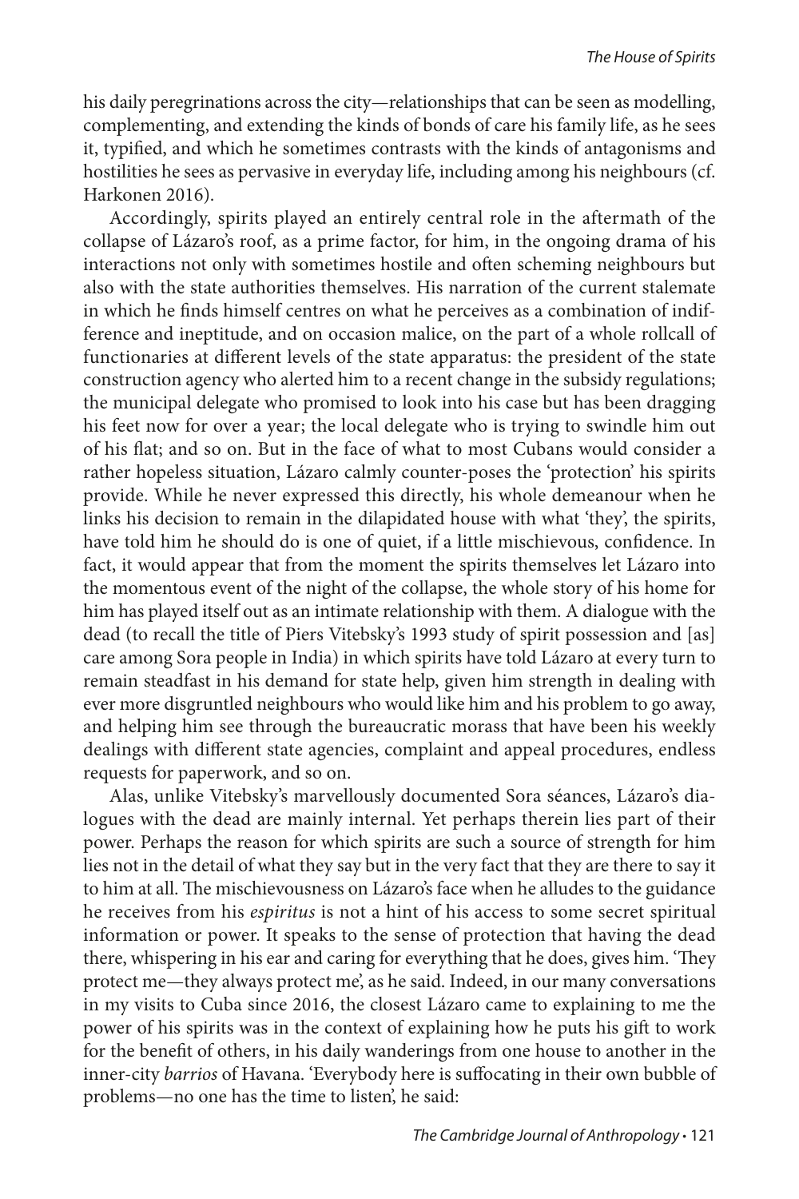his daily peregrinations across the city—relationships that can be seen as modelling, complementing, and extending the kinds of bonds of care his family life, as he sees it, typified, and which he sometimes contrasts with the kinds of antagonisms and hostilities he sees as pervasive in everyday life, including among his neighbours (cf. Harkonen 2016).

Accordingly, spirits played an entirely central role in the aftermath of the collapse of Lázaro's roof, as a prime factor, for him, in the ongoing drama of his interactions not only with sometimes hostile and often scheming neighbours but also with the state authorities themselves. His narration of the current stalemate in which he finds himself centres on what he perceives as a combination of indifference and ineptitude, and on occasion malice, on the part of a whole rollcall of functionaries at different levels of the state apparatus: the president of the state construction agency who alerted him to a recent change in the subsidy regulations; the municipal delegate who promised to look into his case but has been dragging his feet now for over a year; the local delegate who is trying to swindle him out of his flat; and so on. But in the face of what to most Cubans would consider a rather hopeless situation, Lázaro calmly counter-poses the 'protection' his spirits provide. While he never expressed this directly, his whole demeanour when he links his decision to remain in the dilapidated house with what 'they', the spirits, have told him he should do is one of quiet, if a little mischievous, confidence. In fact, it would appear that from the moment the spirits themselves let Lázaro into the momentous event of the night of the collapse, the whole story of his home for him has played itself out as an intimate relationship with them. A dialogue with the dead (to recall the title of Piers Vitebsky's 1993 study of spirit possession and [as] care among Sora people in India) in which spirits have told Lázaro at every turn to remain steadfast in his demand for state help, given him strength in dealing with ever more disgruntled neighbours who would like him and his problem to go away, and helping him see through the bureaucratic morass that have been his weekly dealings with different state agencies, complaint and appeal procedures, endless requests for paperwork, and so on.

Alas, unlike Vitebsky's marvellously documented Sora séances, Lázaro's dialogues with the dead are mainly internal. Yet perhaps therein lies part of their power. Perhaps the reason for which spirits are such a source of strength for him lies not in the detail of what they say but in the very fact that they are there to say it to him at all. The mischievousness on Lázaro's face when he alludes to the guidance he receives from his *espiritus* is not a hint of his access to some secret spiritual information or power. It speaks to the sense of protection that having the dead there, whispering in his ear and caring for everything that he does, gives him. 'They protect me—they always protect me', as he said. Indeed, in our many conversations in my visits to Cuba since 2016, the closest Lázaro came to explaining to me the power of his spirits was in the context of explaining how he puts his gift to work for the benefit of others, in his daily wanderings from one house to another in the inner-city *barrios* of Havana. 'Everybody here is suffocating in their own bubble of problems—no one has the time to listen', he said: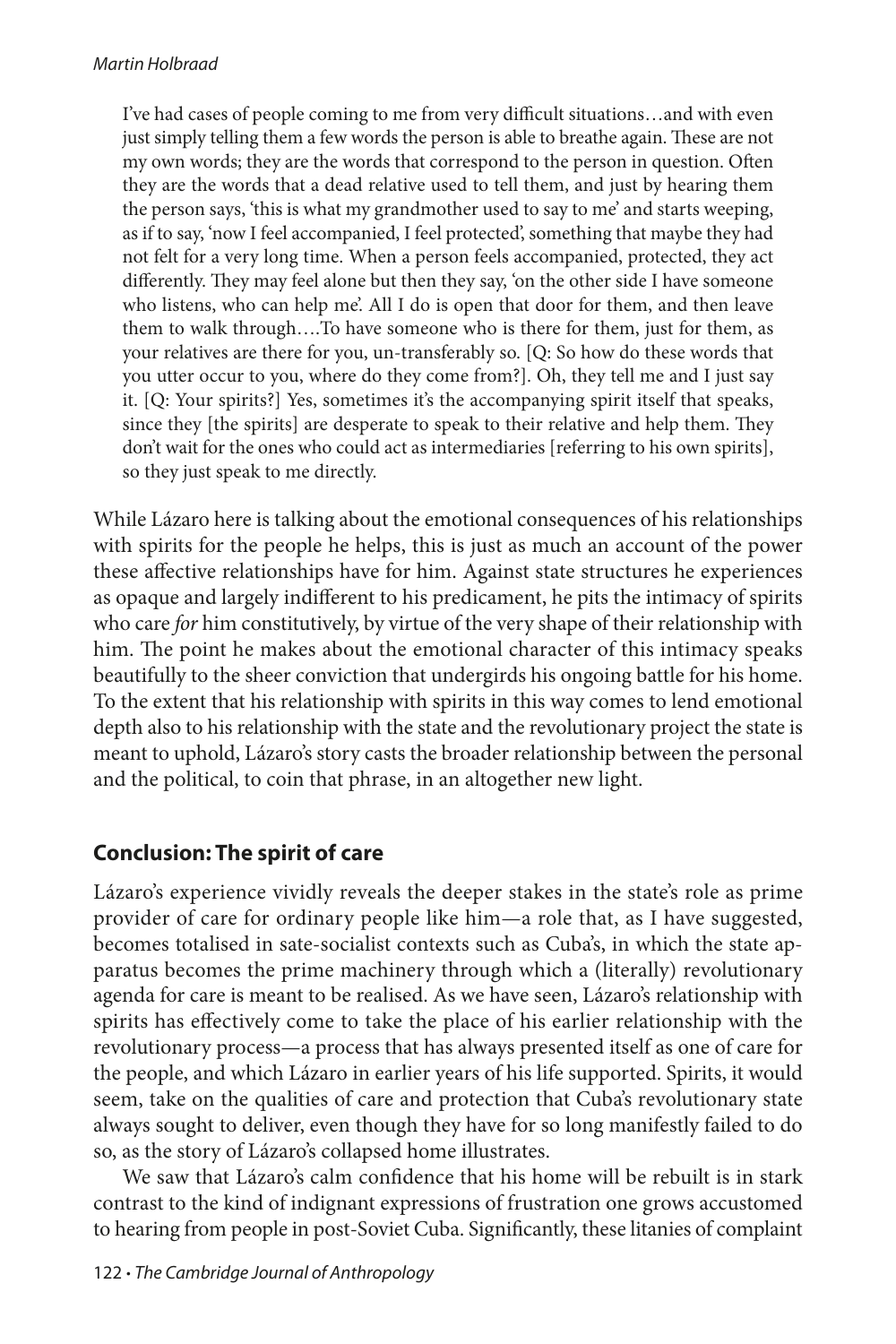> I've had cases of people coming to me from very difficult situations…and with even just simply telling them a few words the person is able to breathe again. These are not my own words; they are the words that correspond to the person in question. Often they are the words that a dead relative used to tell them, and just by hearing them the person says, 'this is what my grandmother used to say to me' and starts weeping, as if to say, 'now I feel accompanied, I feel protected', something that maybe they had not felt for a very long time. When a person feels accompanied, protected, they act differently. They may feel alone but then they say, 'on the other side I have someone who listens, who can help me'. All I do is open that door for them, and then leave them to walk through….To have someone who is there for them, just for them, as your relatives are there for you, un-transferably so. [Q: So how do these words that you utter occur to you, where do they come from?]. Oh, they tell me and I just say it. [Q: Your spirits?] Yes, sometimes it's the accompanying spirit itself that speaks, since they [the spirits] are desperate to speak to their relative and help them. They don't wait for the ones who could act as intermediaries [referring to his own spirits], so they just speak to me directly.

While Lázaro here is talking about the emotional consequences of his relationships with spirits for the people he helps, this is just as much an account of the power these affective relationships have for him. Against state structures he experiences as opaque and largely indifferent to his predicament, he pits the intimacy of spirits who care *for* him constitutively, by virtue of the very shape of their relationship with him. The point he makes about the emotional character of this intimacy speaks beautifully to the sheer conviction that undergirds his ongoing battle for his home. To the extent that his relationship with spirits in this way comes to lend emotional depth also to his relationship with the state and the revolutionary project the state is meant to uphold, Lázaro's story casts the broader relationship between the personal and the political, to coin that phrase, in an altogether new light.

## Conclusion: The spirit of care

Lázaro's experience vividly reveals the deeper stakes in the state's role as prime provider of care for ordinary people like him—a role that, as I have suggested, becomes totalised in sate-socialist contexts such as Cuba's, in which the state apparatus becomes the prime machinery through which a (literally) revolutionary agenda for care is meant to be realised. As we have seen, Lázaro's relationship with spirits has effectively come to take the place of his earlier relationship with the revolutionary process—a process that has always presented itself as one of care for the people, and which Lázaro in earlier years of his life supported. Spirits, it would seem, take on the qualities of care and protection that Cuba's revolutionary state always sought to deliver, even though they have for so long manifestly failed to do so, as the story of Lázaro's collapsed home illustrates.

We saw that Lázaro's calm confidence that his home will be rebuilt is in stark contrast to the kind of indignant expressions of frustration one grows accustomed to hearing from people in post-Soviet Cuba. Significantly, these litanies of complaint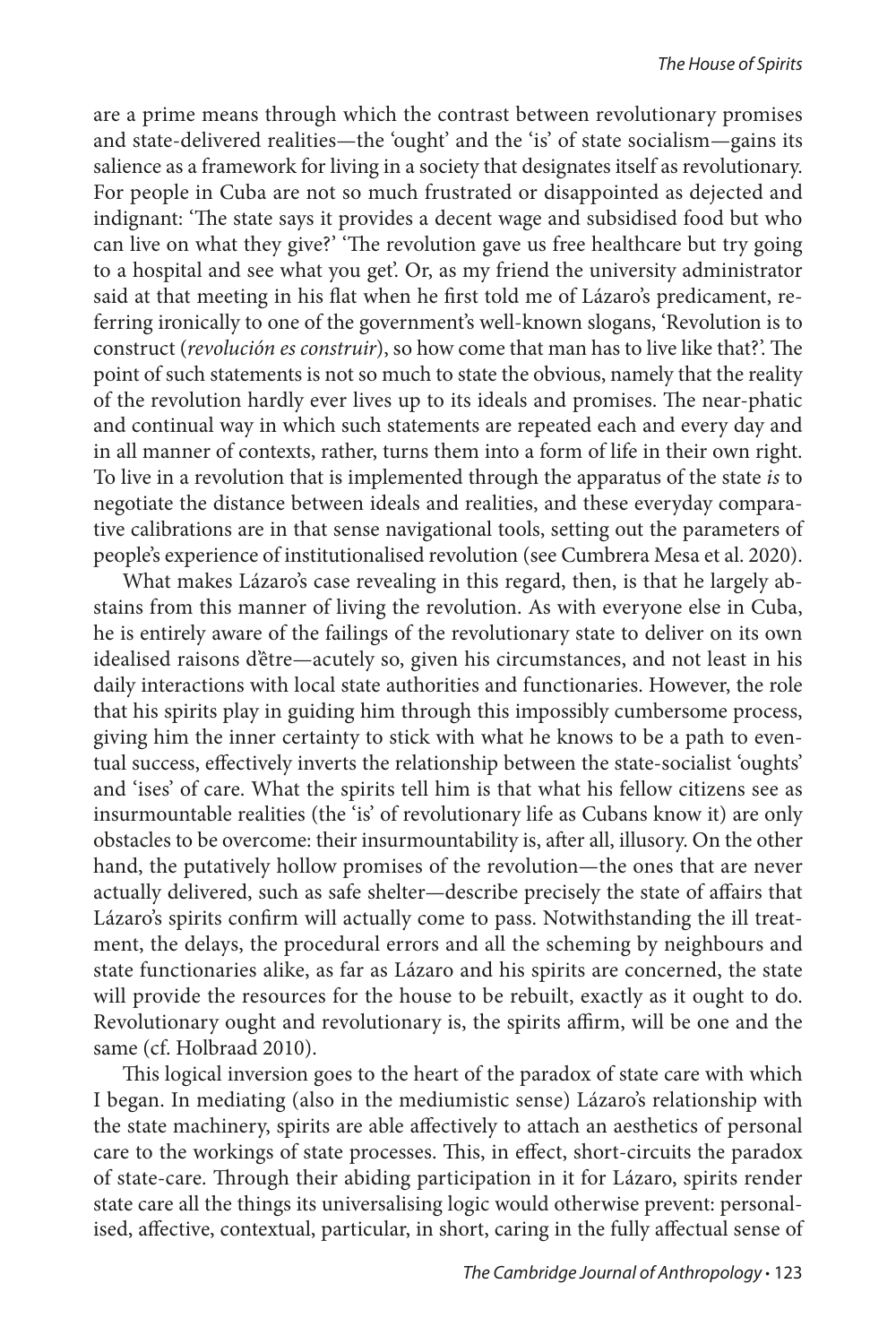are a prime means through which the contrast between revolutionary promises and state-delivered realities—the 'ought' and the 'is' of state socialism—gains its salience as a framework for living in a society that designates itself as revolutionary. For people in Cuba are not so much frustrated or disappointed as dejected and indignant: 'The state says it provides a decent wage and subsidised food but who can live on what they give?' 'The revolution gave us free healthcare but try going to a hospital and see what you get'. Or, as my friend the university administrator said at that meeting in his flat when he first told me of Lázaro's predicament, referring ironically to one of the government's well-known slogans, 'Revolution is to construct (*revolución es construir*), so how come that man has to live like that?'. The point of such statements is not so much to state the obvious, namely that the reality of the revolution hardly ever lives up to its ideals and promises. The near-phatic and continual way in which such statements are repeated each and every day and in all manner of contexts, rather, turns them into a form of life in their own right. To live in a revolution that is implemented through the apparatus of the state *is* to negotiate the distance between ideals and realities, and these everyday comparative calibrations are in that sense navigational tools, setting out the parameters of people's experience of institutionalised revolution (see Cumbrera Mesa et al. 2020).

What makes Lázaro's case revealing in this regard, then, is that he largely abstains from this manner of living the revolution. As with everyone else in Cuba, he is entirely aware of the failings of the revolutionary state to deliver on its own idealised raisons d'être—acutely so, given his circumstances, and not least in his daily interactions with local state authorities and functionaries. However, the role that his spirits play in guiding him through this impossibly cumbersome process, giving him the inner certainty to stick with what he knows to be a path to eventual success, effectively inverts the relationship between the state-socialist 'oughts' and 'ises' of care. What the spirits tell him is that what his fellow citizens see as insurmountable realities (the 'is' of revolutionary life as Cubans know it) are only obstacles to be overcome: their insurmountability is, after all, illusory. On the other hand, the putatively hollow promises of the revolution—the ones that are never actually delivered, such as safe shelter—describe precisely the state of affairs that Lázaro's spirits confirm will actually come to pass. Notwithstanding the ill treatment, the delays, the procedural errors and all the scheming by neighbours and state functionaries alike, as far as Lázaro and his spirits are concerned, the state will provide the resources for the house to be rebuilt, exactly as it ought to do. Revolutionary ought and revolutionary is, the spirits affirm, will be one and the same (cf. Holbraad 2010).

This logical inversion goes to the heart of the paradox of state care with which I began. In mediating (also in the mediumistic sense) Lázaro's relationship with the state machinery, spirits are able affectively to attach an aesthetics of personal care to the workings of state processes. This, in effect, short-circuits the paradox of state-care. Through their abiding participation in it for Lázaro, spirits render state care all the things its universalising logic would otherwise prevent: personalised, affective, contextual, particular, in short, caring in the fully affectual sense of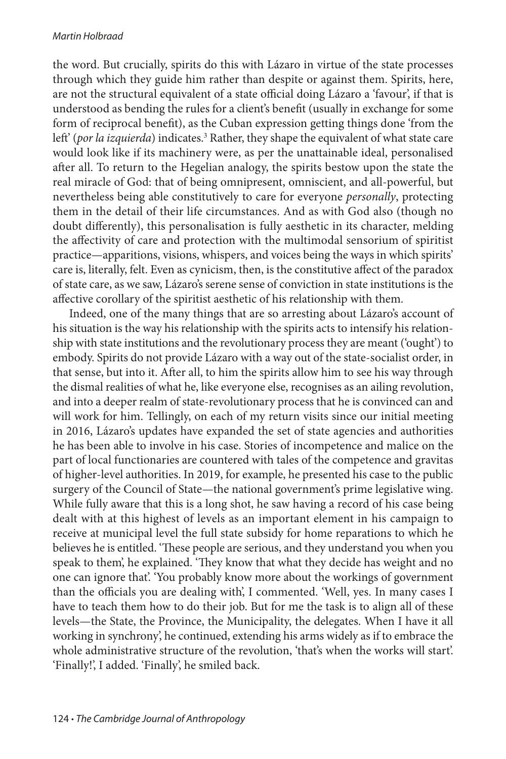the word. But crucially, spirits do this with Lázaro in virtue of the state processes through which they guide him rather than despite or against them. Spirits, here, are not the structural equivalent of a state official doing Lázaro a 'favour', if that is understood as bending the rules for a client's benefit (usually in exchange for some form of reciprocal benefit), as the Cuban expression getting things done 'from the left' (*por la izquierda*) indicates.[3] Rather, they shape the equivalent of what state care would look like if its machinery were, as per the unattainable ideal, personalised after all. To return to the Hegelian analogy, the spirits bestow upon the state the real miracle of God: that of being omnipresent, omniscient, and all-powerful, but nevertheless being able constitutively to care for everyone *personally*, protecting them in the detail of their life circumstances. And as with God also (though no doubt differently), this personalisation is fully aesthetic in its character, melding the affectivity of care and protection with the multimodal sensorium of spiritist practice—apparitions, visions, whispers, and voices being the ways in which spirits' care is, literally, felt. Even as cynicism, then, is the constitutive affect of the paradox of state care, as we saw, Lázaro's serene sense of conviction in state institutions is the affective corollary of the spiritist aesthetic of his relationship with them.

Indeed, one of the many things that are so arresting about Lázaro's account of his situation is the way his relationship with the spirits acts to intensify his relationship with state institutions and the revolutionary process they are meant ('ought') to embody. Spirits do not provide Lázaro with a way out of the state-socialist order, in that sense, but into it. After all, to him the spirits allow him to see his way through the dismal realities of what he, like everyone else, recognises as an ailing revolution, and into a deeper realm of state-revolutionary process that he is convinced can and will work for him. Tellingly, on each of my return visits since our initial meeting in 2016, Lázaro's updates have expanded the set of state agencies and authorities he has been able to involve in his case. Stories of incompetence and malice on the part of local functionaries are countered with tales of the competence and gravitas of higher-level authorities. In 2019, for example, he presented his case to the public surgery of the Council of State—the national government's prime legislative wing. While fully aware that this is a long shot, he saw having a record of his case being dealt with at this highest of levels as an important element in his campaign to receive at municipal level the full state subsidy for home reparations to which he believes he is entitled. 'These people are serious, and they understand you when you speak to them', he explained. 'They know that what they decide has weight and no one can ignore that'. 'You probably know more about the workings of government than the officials you are dealing with', I commented. 'Well, yes. In many cases I have to teach them how to do their job. But for me the task is to align all of these levels—the State, the Province, the Municipality, the delegates. When I have it all working in synchrony', he continued, extending his arms widely as if to embrace the whole administrative structure of the revolution, 'that's when the works will start'. 'Finally!', I added. 'Finally', he smiled back.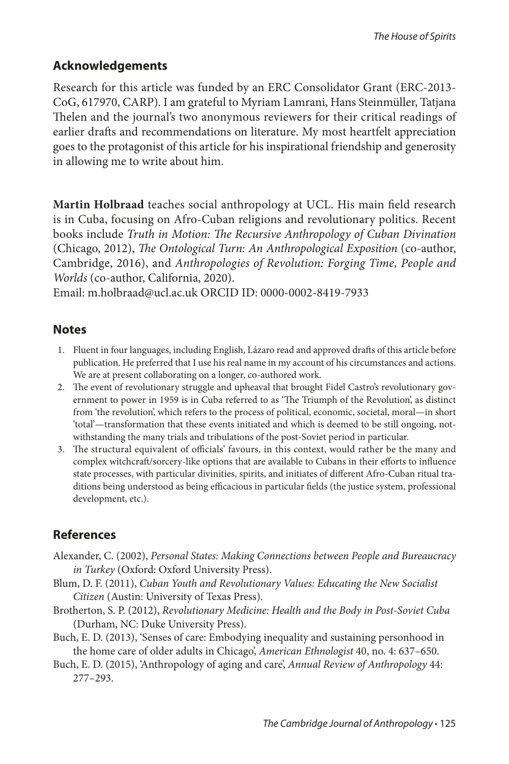## Acknowledgements

Research for this article was funded by an ERC Consolidator Grant (ERC-2013-CoG, 617970, CARP). I am grateful to Myriam Lamrani, Hans Steinmüller, Tatjana Thelen and the journal's two anonymous reviewers for their critical readings of earlier drafts and recommendations on literature. My most heartfelt appreciation goes to the protagonist of this article for his inspirational friendship and generosity in allowing me to write about him.

**Martin Holbraad** teaches social anthropology at UCL. His main field research is in Cuba, focusing on Afro-Cuban religions and revolutionary politics. Recent books include *Truth in Motion: The Recursive Anthropology of Cuban Divination* (Chicago, 2012), *The Ontological Turn: An Anthropological Exposition* (co-author, Cambridge, 2016), and *Anthropologies of Revolution: Forging Time, People and Worlds* (co-author, California, 2020).
Email: m.holbraad@ucl.ac.uk ORCID ID: 0000-0002-8419-7933

## Notes

1. Fluent in four languages, including English, Lázaro read and approved drafts of this article before publication. He preferred that I use his real name in my account of his circumstances and actions. We are at present collaborating on a longer, co-authored work.
2. The event of revolutionary struggle and upheaval that brought Fidel Castro's revolutionary government to power in 1959 is in Cuba referred to as 'The Triumph of the Revolution', as distinct from 'the revolution', which refers to the process of political, economic, societal, moral—in short 'total'—transformation that these events initiated and which is deemed to be still ongoing, notwithstanding the many trials and tribulations of the post-Soviet period in particular.
3. The structural equivalent of officials' favours, in this context, would rather be the many and complex witchcraft/sorcery-like options that are available to Cubans in their efforts to influence state processes, with particular divinities, spirits, and initiates of different Afro-Cuban ritual traditions being understood as being efficacious in particular fields (the justice system, professional development, etc.).

## References

Alexander, C. (2002), *Personal States: Making Connections between People and Bureaucracy in Turkey* (Oxford: Oxford University Press).

Blum, D. F. (2011), *Cuban Youth and Revolutionary Values: Educating the New Socialist Citizen* (Austin: University of Texas Press).

Brotherton, S. P. (2012), *Revolutionary Medicine: Health and the Body in Post-Soviet Cuba* (Durham, NC: Duke University Press).

Buch, E. D. (2013), 'Senses of care: Embodying inequality and sustaining personhood in the home care of older adults in Chicago', *American Ethnologist* 40, no. 4: 637–650.

Buch, E. D. (2015), 'Anthropology of aging and care', *Annual Review of Anthropology* 44: 277–293.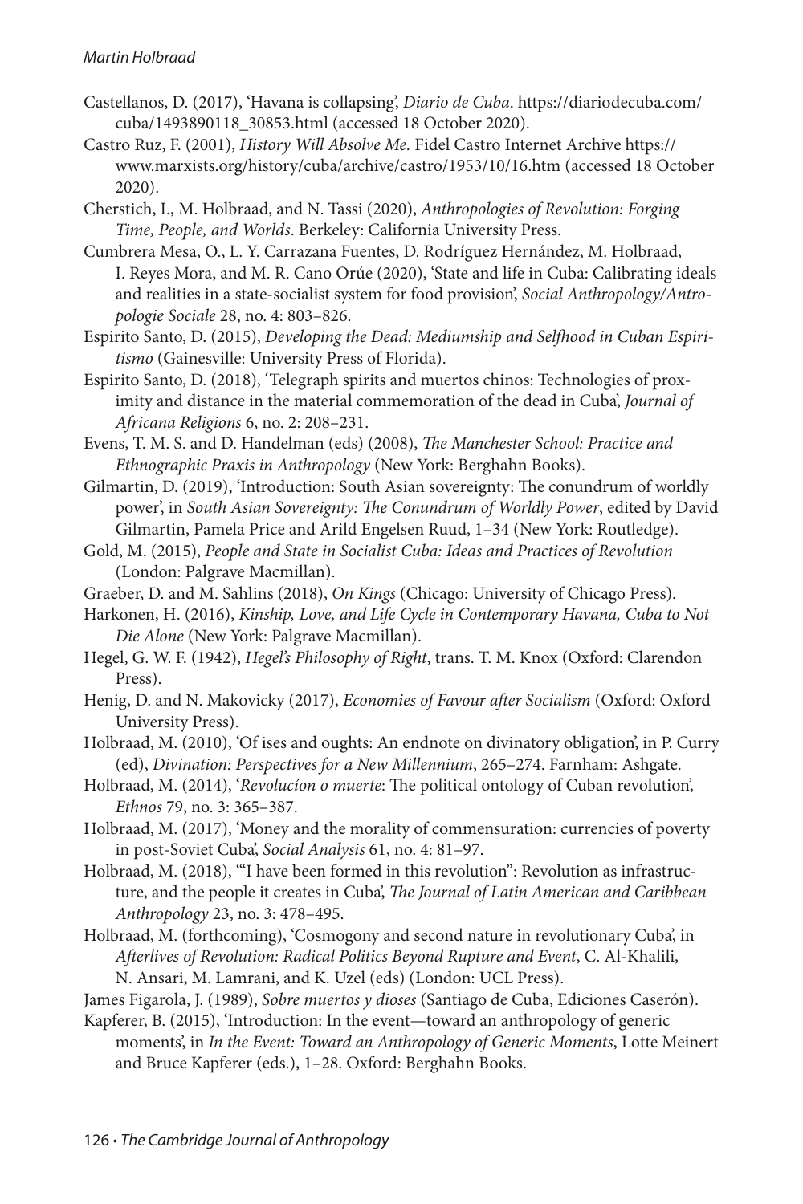Castellanos, D. (2017), 'Havana is collapsing', *Diario de Cuba*. https://diariodecuba.com/cuba/1493890118_30853.html (accessed 18 October 2020).

Castro Ruz, F. (2001), *History Will Absolve Me.* Fidel Castro Internet Archive https://www.marxists.org/history/cuba/archive/castro/1953/10/16.htm (accessed 18 October 2020).

Cherstich, I., M. Holbraad, and N. Tassi (2020), *Anthropologies of Revolution: Forging Time, People, and Worlds*. Berkeley: California University Press.

Cumbrera Mesa, O., L. Y. Carrazana Fuentes, D. Rodríguez Hernández, M. Holbraad, I. Reyes Mora, and M. R. Cano Orúe (2020), 'State and life in Cuba: Calibrating ideals and realities in a state-socialist system for food provision', *Social Anthropology/Anthropologie Sociale* 28, no. 4: 803–826.

Espirito Santo, D. (2015), *Developing the Dead: Mediumship and Selfhood in Cuban Espiritismo* (Gainesville: University Press of Florida).

Espirito Santo, D. (2018), 'Telegraph spirits and muertos chinos: Technologies of proximity and distance in the material commemoration of the dead in Cuba', *Journal of Africana Religions* 6, no. 2: 208–231.

Evens, T. M. S. and D. Handelman (eds) (2008), *The Manchester School: Practice and Ethnographic Praxis in Anthropology* (New York: Berghahn Books).

Gilmartin, D. (2019), 'Introduction: South Asian sovereignty: The conundrum of worldly power', in *South Asian Sovereignty: The Conundrum of Worldly Power*, edited by David Gilmartin, Pamela Price and Arild Engelsen Ruud, 1–34 (New York: Routledge).

Gold, M. (2015), *People and State in Socialist Cuba: Ideas and Practices of Revolution* (London: Palgrave Macmillan).

Graeber, D. and M. Sahlins (2018), *On Kings* (Chicago: University of Chicago Press).

Harkonen, H. (2016), *Kinship, Love, and Life Cycle in Contemporary Havana, Cuba to Not Die Alone* (New York: Palgrave Macmillan).

Hegel, G. W. F. (1942), *Hegel's Philosophy of Right*, trans. T. M. Knox (Oxford: Clarendon Press).

Henig, D. and N. Makovicky (2017), *Economies of Favour after Socialism* (Oxford: Oxford University Press).

Holbraad, M. (2010), 'Of ises and oughts: An endnote on divinatory obligation', in P. Curry (ed), *Divination: Perspectives for a New Millennium*, 265–274. Farnham: Ashgate.

Holbraad, M. (2014), '*Revolucíon o muerte*: The political ontology of Cuban revolution', *Ethnos* 79, no. 3: 365–387.

Holbraad, M. (2017), 'Money and the morality of commensuration: currencies of poverty in post-Soviet Cuba', *Social Analysis* 61, no. 4: 81–97.

Holbraad, M. (2018), '"I have been formed in this revolution": Revolution as infrastructure, and the people it creates in Cuba', *The Journal of Latin American and Caribbean Anthropology* 23, no. 3: 478–495.

Holbraad, M. (forthcoming), 'Cosmogony and second nature in revolutionary Cuba', in *Afterlives of Revolution: Radical Politics Beyond Rupture and Event*, C. Al-Khalili, N. Ansari, M. Lamrani, and K. Uzel (eds) (London: UCL Press).

James Figarola, J. (1989), *Sobre muertos y dioses* (Santiago de Cuba, Ediciones Caserón).

Kapferer, B. (2015), 'Introduction: In the event—toward an anthropology of generic moments', in *In the Event: Toward an Anthropology of Generic Moments*, Lotte Meinert and Bruce Kapferer (eds.), 1–28. Oxford: Berghahn Books.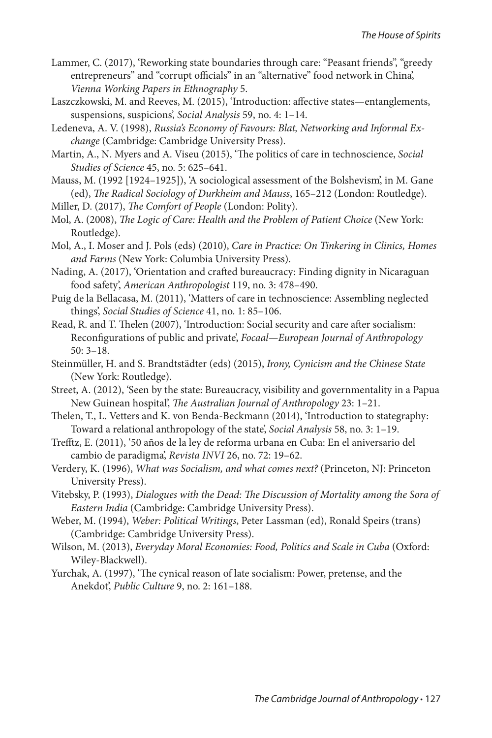Lammer, C. (2017), 'Reworking state boundaries through care: "Peasant friends", "greedy entrepreneurs" and "corrupt officials" in an "alternative" food network in China', *Vienna Working Papers in Ethnography* 5.

Laszczkowski, M. and Reeves, M. (2015), 'Introduction: affective states—entanglements, suspensions, suspicions', *Social Analysis* 59, no. 4: 1–14.

Ledeneva, A. V. (1998), *Russia's Economy of Favours: Blat, Networking and Informal Exchange* (Cambridge: Cambridge University Press).

Martin, A., N. Myers and A. Viseu (2015), 'The politics of care in technoscience, *Social Studies of Science* 45, no. 5: 625–641.

Mauss, M. (1992 [1924–1925]), 'A sociological assessment of the Bolshevism', in M. Gane (ed), *The Radical Sociology of Durkheim and Mauss*, 165–212 (London: Routledge).

Miller, D. (2017), *The Comfort of People* (London: Polity).

Mol, A. (2008), *The Logic of Care: Health and the Problem of Patient Choice* (New York: Routledge).

Mol, A., I. Moser and J. Pols (eds) (2010), *Care in Practice: On Tinkering in Clinics, Homes and Farms* (New York: Columbia University Press).

Nading, A. (2017), 'Orientation and crafted bureaucracy: Finding dignity in Nicaraguan food safety', *American Anthropologist* 119, no. 3: 478–490.

Puig de la Bellacasa, M. (2011), 'Matters of care in technoscience: Assembling neglected things', *Social Studies of Science* 41, no. 1: 85–106.

Read, R. and T. Thelen (2007), 'Introduction: Social security and care after socialism: Reconfigurations of public and private', *Focaal—European Journal of Anthropology* 50: 3–18.

Steinmüller, H. and S. Brandtstädter (eds) (2015), *Irony, Cynicism and the Chinese State* (New York: Routledge).

Street, A. (2012), 'Seen by the state: Bureaucracy, visibility and governmentality in a Papua New Guinean hospital', *The Australian Journal of Anthropology* 23: 1–21.

Thelen, T., L. Vetters and K. von Benda-Beckmann (2014), 'Introduction to stategraphy: Toward a relational anthropology of the state', *Social Analysis* 58, no. 3: 1–19.

Trefftz, E. (2011), '50 años de la ley de reforma urbana en Cuba: En el aniversario del cambio de paradigma', *Revista INVI* 26, no. 72: 19–62.

Verdery, K. (1996), *What was Socialism, and what comes next?* (Princeton, NJ: Princeton University Press).

Vitebsky, P. (1993), *Dialogues with the Dead: The Discussion of Mortality among the Sora of Eastern India* (Cambridge: Cambridge University Press).

Weber, M. (1994), *Weber: Political Writings*, Peter Lassman (ed), Ronald Speirs (trans) (Cambridge: Cambridge University Press).

Wilson, M. (2013), *Everyday Moral Economies: Food, Politics and Scale in Cuba* (Oxford: Wiley-Blackwell).

Yurchak, A. (1997), 'The cynical reason of late socialism: Power, pretense, and the Anekdot', *Public Culture* 9, no. 2: 161–188.